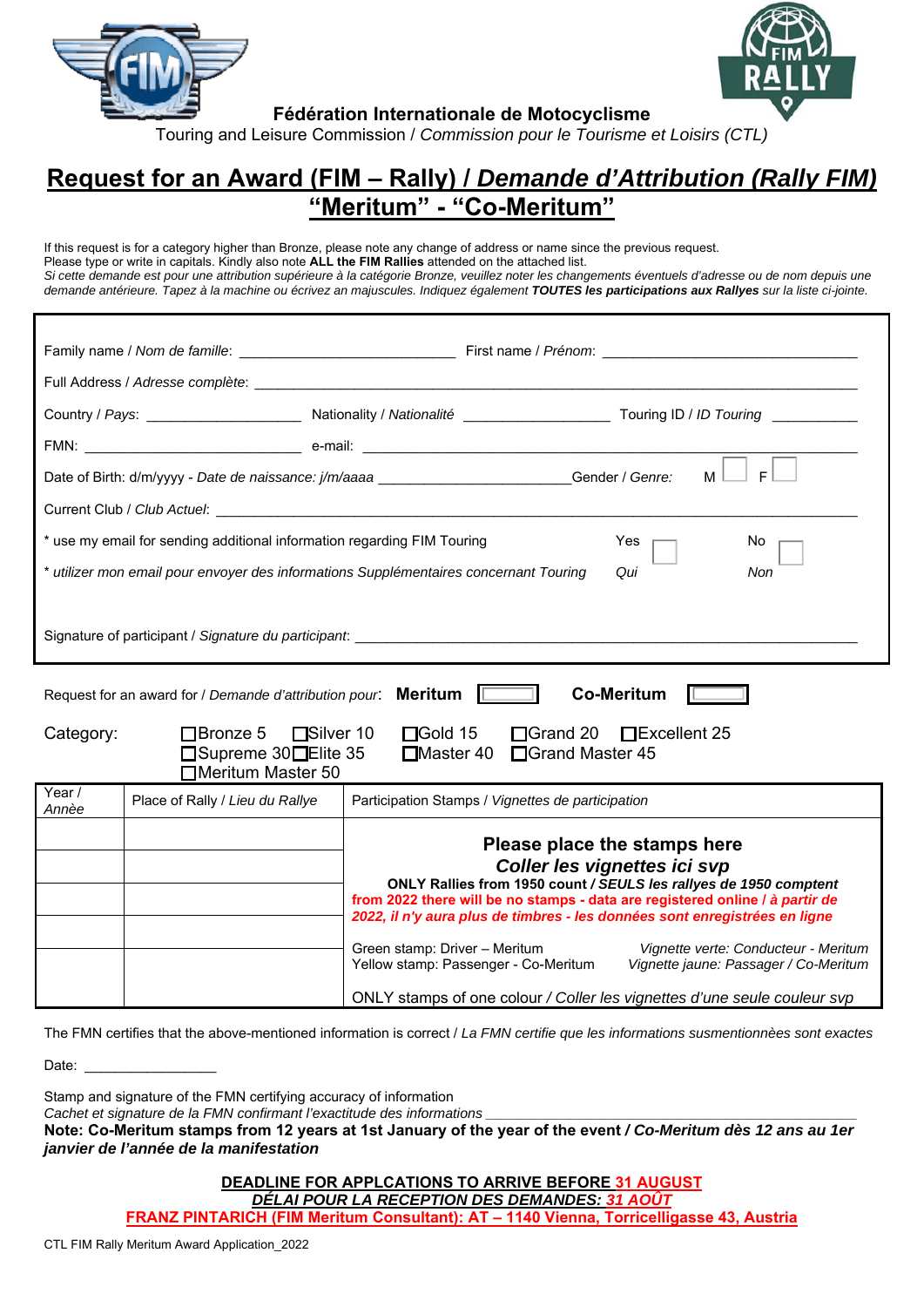**Fédération Internationale de Motocyclisme**
Touring and Leisure Commission / *Commission pour le Tourisme et Loisirs (CTL)*

# Request for an Award (FIM – Rally) / *Demande d'Attribution (Rally FIM)* "Meritum" - "Co-Meritum"

If this request is for a category higher than Bronze, please note any change of address or name since the previous request.
Please type or write in capitals. Kindly also note **ALL the FIM Rallies** attended on the attached list.
*Si cette demande est pour une attribution supérieure à la catégorie Bronze, veuillez noter les changements éventuels d'adresse ou de nom depuis une demande antérieure. Tapez à la machine ou écrivez an majuscules. Indiquez également **TOUTES les participations aux Rallyes** sur la liste ci-jointe.*

Family name / *Nom de famille*: ___________________________ First name / *Prénom*: ________________________________

Full Address / *Adresse complète*: ________________________________________________________________________

Country / *Pays*: ___________________ Nationality / *Nationalité* __________________ Touring ID / *ID Touring* __________

FMN: ___________________________ e-mail: _______________________________________________________________

Date of Birth: d/m/yyyy - *Date de naissance: j/m/aaaa* _______________________ Gender / *Genre:* M ☐ F ☐

Current Club / *Club Actuel*: _________________________________________________________________________

\* use my email for sending additional information regarding FIM Touring Yes ☐ No ☐

\* *utilizer mon email pour envoyer des informations Supplémentaires concernant Touring Qui ☐ Non ☐*

Signature of participant / *Signature du participant*: _______________________________________________________

Request for an award for / *Demande d'attribution pour*: **Meritum** ☐ **Co-Meritum** ☐

Category: ☐Bronze 5 ☐Silver 10 ☐Gold 15 ☐Grand 20 ☐Excellent 25 ☐Supreme 30 ☐Elite 35 ☐Master 40 ☐Grand Master 45 ☐Meritum Master 50

| Year / *Annèe* | Place of Rally / *Lieu du Rallye* | Participation Stamps / *Vignettes de participation* |
|---|---|---|
| | | **Please place the stamps here** <br> ***Coller les vignettes ici svp*** <br> **ONLY Rallies from 1950 count / *SEULS les rallyes de 1950 comptent*** <br> **from 2022 there will be no stamps - data are registered online / *à partir de 2022, il n'y aura plus de timbres - les données sont enregistrées en ligne*** |
| | | |
| | | |
| | | Green stamp: Driver – Meritum — *Vignette verte: Conducteur - Meritum* <br> Yellow stamp: Passenger - Co-Meritum — *Vignette jaune: Passager / Co-Meritum* |
| | | ONLY stamps of one colour / *Coller les vignettes d'une seule couleur svp* |

The FMN certifies that the above-mentioned information is correct / *La FMN certifie que les informations susmentionnèes sont exactes*

Date: _________________

Stamp and signature of the FMN certifying accuracy of information
*Cachet et signature de la FMN confirmant l'exactitude des informations* ________________________________________

**Note: Co-Meritum stamps from 12 years at 1st January of the year of the event / *Co-Meritum dès 12 ans au 1er janvier de l'année de la manifestation***

**DEADLINE FOR APPLCATIONS TO ARRIVE BEFORE 31 AUGUST**
***DÉLAI POUR LA RECEPTION DES DEMANDES: 31 AOÛT***
**FRANZ PINTARICH (FIM Meritum Consultant): AT – 1140 Vienna, Torricelligasse 43, Austria**

CTL FIM Rally Meritum Award Application_2022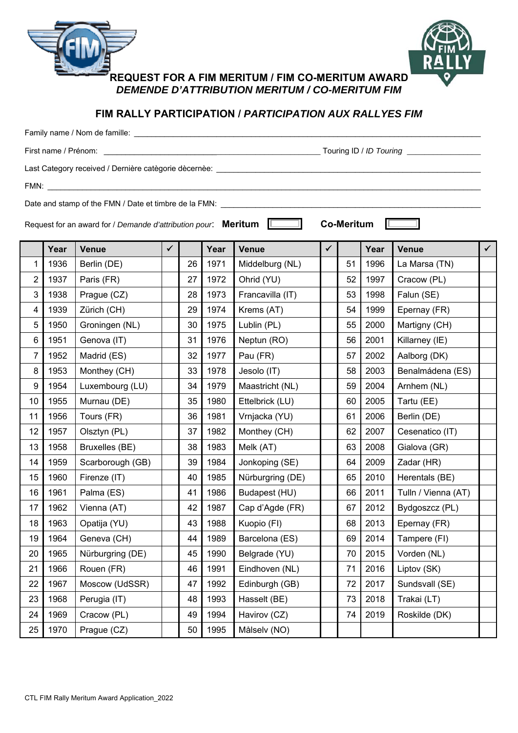**REQUEST FOR A FIM MERITUM / FIM CO-MERITUM AWARD**
***DEMENDE D'ATTRIBUTION MERITUM / CO-MERITUM FIM***

## FIM RALLY PARTICIPATION / *PARTICIPATION AUX RALLYES FIM*

Family name / Nom de famille: ______________________________________________

First name / Prénom: ______________________________ Touring ID / *ID Touring* ____________

Last Category received / Dernière catègorie dècernèe: ______________________________

FMN: ______________________________________________

Date and stamp of the FMN / Date et timbre de la FMN: ______________________________

Request for an award for / *Demande d'attribution pour*: **Meritum** ☐ **Co-Meritum** ☐

| | Year | Venue | ✓ | | Year | Venue | ✓ | | Year | Venue | ✓ |
|---|---|---|---|---|---|---|---|---|---|---|---|
| 1 | 1936 | Berlin (DE) | | 26 | 1971 | Middelburg (NL) | | 51 | 1996 | La Marsa (TN) | |
| 2 | 1937 | Paris (FR) | | 27 | 1972 | Ohrid (YU) | | 52 | 1997 | Cracow (PL) | |
| 3 | 1938 | Prague (CZ) | | 28 | 1973 | Francavilla (IT) | | 53 | 1998 | Falun (SE) | |
| 4 | 1939 | Zürich (CH) | | 29 | 1974 | Krems (AT) | | 54 | 1999 | Epernay (FR) | |
| 5 | 1950 | Groningen (NL) | | 30 | 1975 | Lublin (PL) | | 55 | 2000 | Martigny (CH) | |
| 6 | 1951 | Genova (IT) | | 31 | 1976 | Neptun (RO) | | 56 | 2001 | Killarney (IE) | |
| 7 | 1952 | Madrid (ES) | | 32 | 1977 | Pau (FR) | | 57 | 2002 | Aalborg (DK) | |
| 8 | 1953 | Monthey (CH) | | 33 | 1978 | Jesolo (IT) | | 58 | 2003 | Benalmádena (ES) | |
| 9 | 1954 | Luxembourg (LU) | | 34 | 1979 | Maastricht (NL) | | 59 | 2004 | Arnhem (NL) | |
| 10 | 1955 | Murnau (DE) | | 35 | 1980 | Ettelbrick (LU) | | 60 | 2005 | Tartu (EE) | |
| 11 | 1956 | Tours (FR) | | 36 | 1981 | Vrnjacka (YU) | | 61 | 2006 | Berlin (DE) | |
| 12 | 1957 | Olsztyn (PL) | | 37 | 1982 | Monthey (CH) | | 62 | 2007 | Cesenatico (IT) | |
| 13 | 1958 | Bruxelles (BE) | | 38 | 1983 | Melk (AT) | | 63 | 2008 | Gialova (GR) | |
| 14 | 1959 | Scarborough (GB) | | 39 | 1984 | Jonkoping (SE) | | 64 | 2009 | Zadar (HR) | |
| 15 | 1960 | Firenze (IT) | | 40 | 1985 | Nürburgring (DE) | | 65 | 2010 | Herentals (BE) | |
| 16 | 1961 | Palma (ES) | | 41 | 1986 | Budapest (HU) | | 66 | 2011 | Tulln / Vienna (AT) | |
| 17 | 1962 | Vienna (AT) | | 42 | 1987 | Cap d'Agde (FR) | | 67 | 2012 | Bydgoszcz (PL) | |
| 18 | 1963 | Opatija (YU) | | 43 | 1988 | Kuopio (FI) | | 68 | 2013 | Epernay (FR) | |
| 19 | 1964 | Geneva (CH) | | 44 | 1989 | Barcelona (ES) | | 69 | 2014 | Tampere (FI) | |
| 20 | 1965 | Nürburgring (DE) | | 45 | 1990 | Belgrade (YU) | | 70 | 2015 | Vorden (NL) | |
| 21 | 1966 | Rouen (FR) | | 46 | 1991 | Eindhoven (NL) | | 71 | 2016 | Liptov (SK) | |
| 22 | 1967 | Moscow (UdSSR) | | 47 | 1992 | Edinburgh (GB) | | 72 | 2017 | Sundsvall (SE) | |
| 23 | 1968 | Perugia (IT) | | 48 | 1993 | Hasselt (BE) | | 73 | 2018 | Trakai (LT) | |
| 24 | 1969 | Cracow (PL) | | 49 | 1994 | Havirov (CZ) | | 74 | 2019 | Roskilde (DK) | |
| 25 | 1970 | Prague (CZ) | | 50 | 1995 | Målselv (NO) | | | | | |

CTL FIM Rally Meritum Award Application_2022